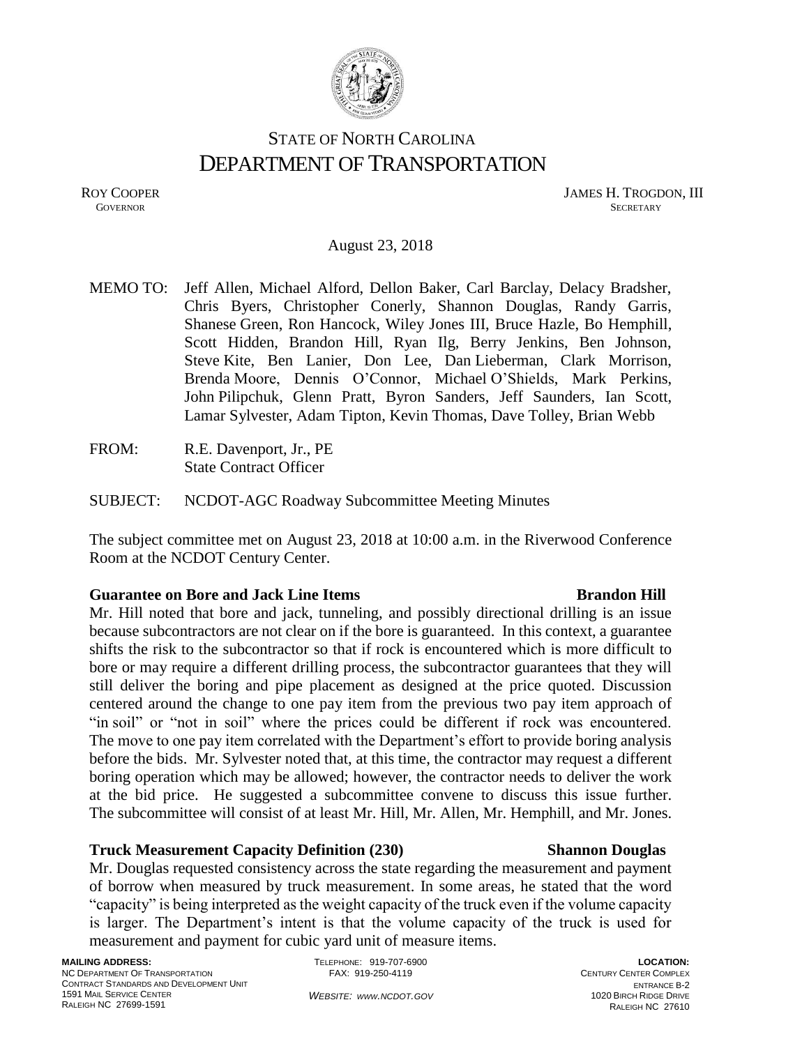STATE OF NORTH CAROLINA
# DEPARTMENT OF TRANSPORTATION

ROY COOPER
GOVERNOR

JAMES H. TROGDON, III
SECRETARY

August 23, 2018

MEMO TO: Jeff Allen, Michael Alford, Dellon Baker, Carl Barclay, Delacy Bradsher, Chris Byers, Christopher Conerly, Shannon Douglas, Randy Garris, Shanese Green, Ron Hancock, Wiley Jones III, Bruce Hazle, Bo Hemphill, Scott Hidden, Brandon Hill, Ryan Ilg, Berry Jenkins, Ben Johnson, Steve Kite, Ben Lanier, Don Lee, Dan Lieberman, Clark Morrison, Brenda Moore, Dennis O'Connor, Michael O'Shields, Mark Perkins, John Pilipchuk, Glenn Pratt, Byron Sanders, Jeff Saunders, Ian Scott, Lamar Sylvester, Adam Tipton, Kevin Thomas, Dave Tolley, Brian Webb

FROM: R.E. Davenport, Jr., PE
State Contract Officer

SUBJECT: NCDOT-AGC Roadway Subcommittee Meeting Minutes

The subject committee met on August 23, 2018 at 10:00 a.m. in the Riverwood Conference Room at the NCDOT Century Center.

**Guarantee on Bore and Jack Line Items** **Brandon Hill**

Mr. Hill noted that bore and jack, tunneling, and possibly directional drilling is an issue because subcontractors are not clear on if the bore is guaranteed. In this context, a guarantee shifts the risk to the subcontractor so that if rock is encountered which is more difficult to bore or may require a different drilling process, the subcontractor guarantees that they will still deliver the boring and pipe placement as designed at the price quoted. Discussion centered around the change to one pay item from the previous two pay item approach of "in soil" or "not in soil" where the prices could be different if rock was encountered. The move to one pay item correlated with the Department's effort to provide boring analysis before the bids. Mr. Sylvester noted that, at this time, the contractor may request a different boring operation which may be allowed; however, the contractor needs to deliver the work at the bid price. He suggested a subcommittee convene to discuss this issue further. The subcommittee will consist of at least Mr. Hill, Mr. Allen, Mr. Hemphill, and Mr. Jones.

**Truck Measurement Capacity Definition (230)** **Shannon Douglas**

Mr. Douglas requested consistency across the state regarding the measurement and payment of borrow when measured by truck measurement. In some areas, he stated that the word "capacity" is being interpreted as the weight capacity of the truck even if the volume capacity is larger. The Department's intent is that the volume capacity of the truck is used for measurement and payment for cubic yard unit of measure items.

**MAILING ADDRESS:**
NC DEPARTMENT OF TRANSPORTATION
CONTRACT STANDARDS AND DEVELOPMENT UNIT
1591 MAIL SERVICE CENTER
RALEIGH NC 27699-1591

TELEPHONE: 919-707-6900
FAX: 919-250-4119

*WEBSITE: WWW.NCDOT.GOV*

**LOCATION:**
CENTURY CENTER COMPLEX
ENTRANCE B-2
1020 BIRCH RIDGE DRIVE
RALEIGH NC 27610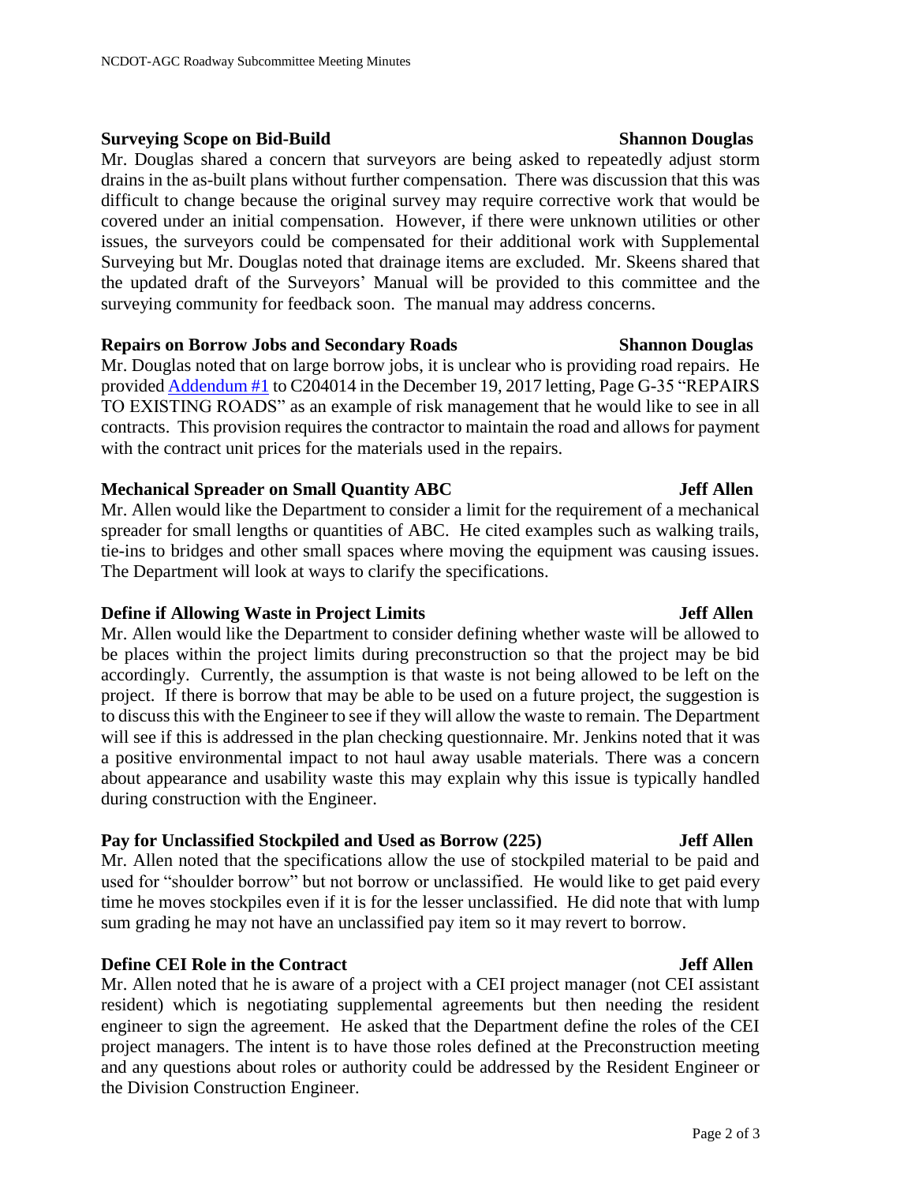**Surveying Scope on Bid-Build** **Shannon Douglas**

Mr. Douglas shared a concern that surveyors are being asked to repeatedly adjust storm drains in the as-built plans without further compensation. There was discussion that this was difficult to change because the original survey may require corrective work that would be covered under an initial compensation. However, if there were unknown utilities or other issues, the surveyors could be compensated for their additional work with Supplemental Surveying but Mr. Douglas noted that drainage items are excluded. Mr. Skeens shared that the updated draft of the Surveyors' Manual will be provided to this committee and the surveying community for feedback soon. The manual may address concerns.

**Repairs on Borrow Jobs and Secondary Roads** **Shannon Douglas**

Mr. Douglas noted that on large borrow jobs, it is unclear who is providing road repairs. He provided Addendum #1 to C204014 in the December 19, 2017 letting, Page G-35 "REPAIRS TO EXISTING ROADS" as an example of risk management that he would like to see in all contracts. This provision requires the contractor to maintain the road and allows for payment with the contract unit prices for the materials used in the repairs.

**Mechanical Spreader on Small Quantity ABC** **Jeff Allen**

Mr. Allen would like the Department to consider a limit for the requirement of a mechanical spreader for small lengths or quantities of ABC. He cited examples such as walking trails, tie-ins to bridges and other small spaces where moving the equipment was causing issues. The Department will look at ways to clarify the specifications.

**Define if Allowing Waste in Project Limits** **Jeff Allen**

Mr. Allen would like the Department to consider defining whether waste will be allowed to be places within the project limits during preconstruction so that the project may be bid accordingly. Currently, the assumption is that waste is not being allowed to be left on the project. If there is borrow that may be able to be used on a future project, the suggestion is to discuss this with the Engineer to see if they will allow the waste to remain. The Department will see if this is addressed in the plan checking questionnaire. Mr. Jenkins noted that it was a positive environmental impact to not haul away usable materials. There was a concern about appearance and usability waste this may explain why this issue is typically handled during construction with the Engineer.

**Pay for Unclassified Stockpiled and Used as Borrow (225)** **Jeff Allen**

Mr. Allen noted that the specifications allow the use of stockpiled material to be paid and used for "shoulder borrow" but not borrow or unclassified. He would like to get paid every time he moves stockpiles even if it is for the lesser unclassified. He did note that with lump sum grading he may not have an unclassified pay item so it may revert to borrow.

**Define CEI Role in the Contract** **Jeff Allen**

Mr. Allen noted that he is aware of a project with a CEI project manager (not CEI assistant resident) which is negotiating supplemental agreements but then needing the resident engineer to sign the agreement. He asked that the Department define the roles of the CEI project managers. The intent is to have those roles defined at the Preconstruction meeting and any questions about roles or authority could be addressed by the Resident Engineer or the Division Construction Engineer.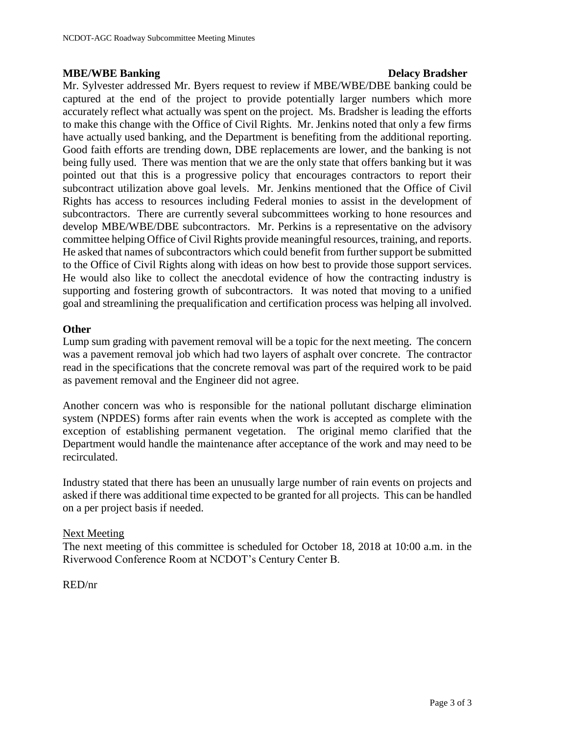**MBE/WBE Banking** **Delacy Bradsher**

Mr. Sylvester addressed Mr. Byers request to review if MBE/WBE/DBE banking could be captured at the end of the project to provide potentially larger numbers which more accurately reflect what actually was spent on the project. Ms. Bradsher is leading the efforts to make this change with the Office of Civil Rights. Mr. Jenkins noted that only a few firms have actually used banking, and the Department is benefiting from the additional reporting. Good faith efforts are trending down, DBE replacements are lower, and the banking is not being fully used. There was mention that we are the only state that offers banking but it was pointed out that this is a progressive policy that encourages contractors to report their subcontract utilization above goal levels. Mr. Jenkins mentioned that the Office of Civil Rights has access to resources including Federal monies to assist in the development of subcontractors. There are currently several subcommittees working to hone resources and develop MBE/WBE/DBE subcontractors. Mr. Perkins is a representative on the advisory committee helping Office of Civil Rights provide meaningful resources, training, and reports. He asked that names of subcontractors which could benefit from further support be submitted to the Office of Civil Rights along with ideas on how best to provide those support services. He would also like to collect the anecdotal evidence of how the contracting industry is supporting and fostering growth of subcontractors. It was noted that moving to a unified goal and streamlining the prequalification and certification process was helping all involved.

**Other**

Lump sum grading with pavement removal will be a topic for the next meeting. The concern was a pavement removal job which had two layers of asphalt over concrete. The contractor read in the specifications that the concrete removal was part of the required work to be paid as pavement removal and the Engineer did not agree.

Another concern was who is responsible for the national pollutant discharge elimination system (NPDES) forms after rain events when the work is accepted as complete with the exception of establishing permanent vegetation. The original memo clarified that the Department would handle the maintenance after acceptance of the work and may need to be recirculated.

Industry stated that there has been an unusually large number of rain events on projects and asked if there was additional time expected to be granted for all projects. This can be handled on a per project basis if needed.

Next Meeting

The next meeting of this committee is scheduled for October 18, 2018 at 10:00 a.m. in the Riverwood Conference Room at NCDOT's Century Center B.

RED/nr